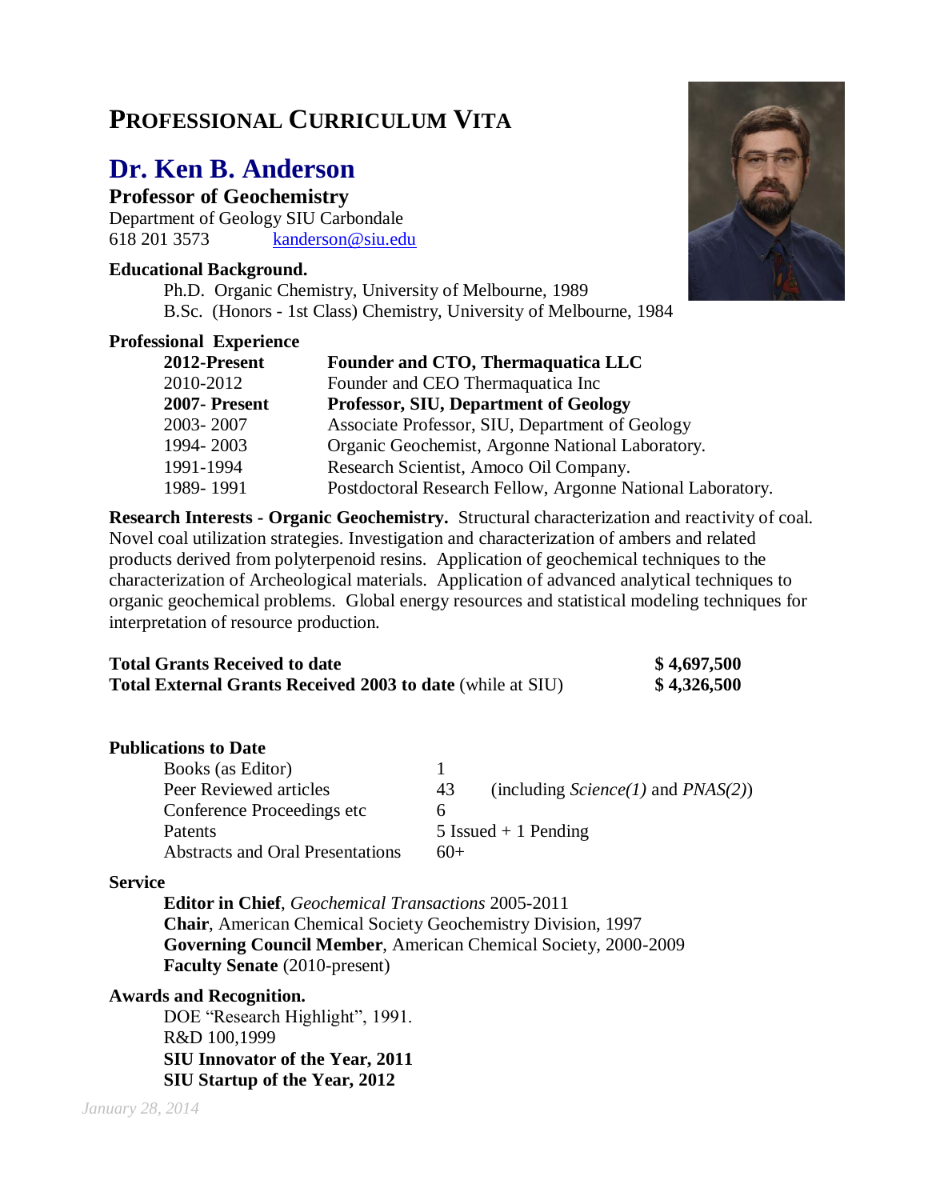# PROFESSIONAL CURRICULUM VITA

## Dr. Ken B. Anderson

**Professor of Geochemistry**
Department of Geology SIU Carbondale
618 201 3573 kanderson@siu.edu

**Educational Background.**

Ph.D. Organic Chemistry, University of Melbourne, 1989
B.Sc. (Honors - 1st Class) Chemistry, University of Melbourne, 1984

**Professional Experience**

| | |
|---|---|
| **2012-Present** | **Founder and CTO, Thermaquatica LLC** |
| 2010-2012 | Founder and CEO Thermaquatica Inc |
| **2007- Present** | **Professor, SIU, Department of Geology** |
| 2003- 2007 | Associate Professor, SIU, Department of Geology |
| 1994- 2003 | Organic Geochemist, Argonne National Laboratory. |
| 1991-1994 | Research Scientist, Amoco Oil Company. |
| 1989- 1991 | Postdoctoral Research Fellow, Argonne National Laboratory. |

**Research Interests - Organic Geochemistry.** Structural characterization and reactivity of coal. Novel coal utilization strategies. Investigation and characterization of ambers and related products derived from polyterpenoid resins. Application of geochemical techniques to the characterization of Archeological materials. Application of advanced analytical techniques to organic geochemical problems. Global energy resources and statistical modeling techniques for interpretation of resource production.

| | |
|---|---|
| **Total Grants Received to date** | **$ 4,697,500** |
| **Total External Grants Received 2003 to date** (while at SIU) | **$ 4,326,500** |

**Publications to Date**

| | | |
|---|---|---|
| Books (as Editor) | 1 | |
| Peer Reviewed articles | 43 | (including *Science(1)* and *PNAS(2)*) |
| Conference Proceedings etc | 6 | |
| Patents | 5 Issued + 1 Pending | |
| Abstracts and Oral Presentations | 60+ | |

**Service**

**Editor in Chief**, *Geochemical Transactions* 2005-2011
**Chair**, American Chemical Society Geochemistry Division, 1997
**Governing Council Member**, American Chemical Society, 2000-2009
**Faculty Senate** (2010-present)

**Awards and Recognition.**

DOE "Research Highlight", 1991.
R&D 100,1999
**SIU Innovator of the Year, 2011**
**SIU Startup of the Year, 2012**

*January 28, 2014*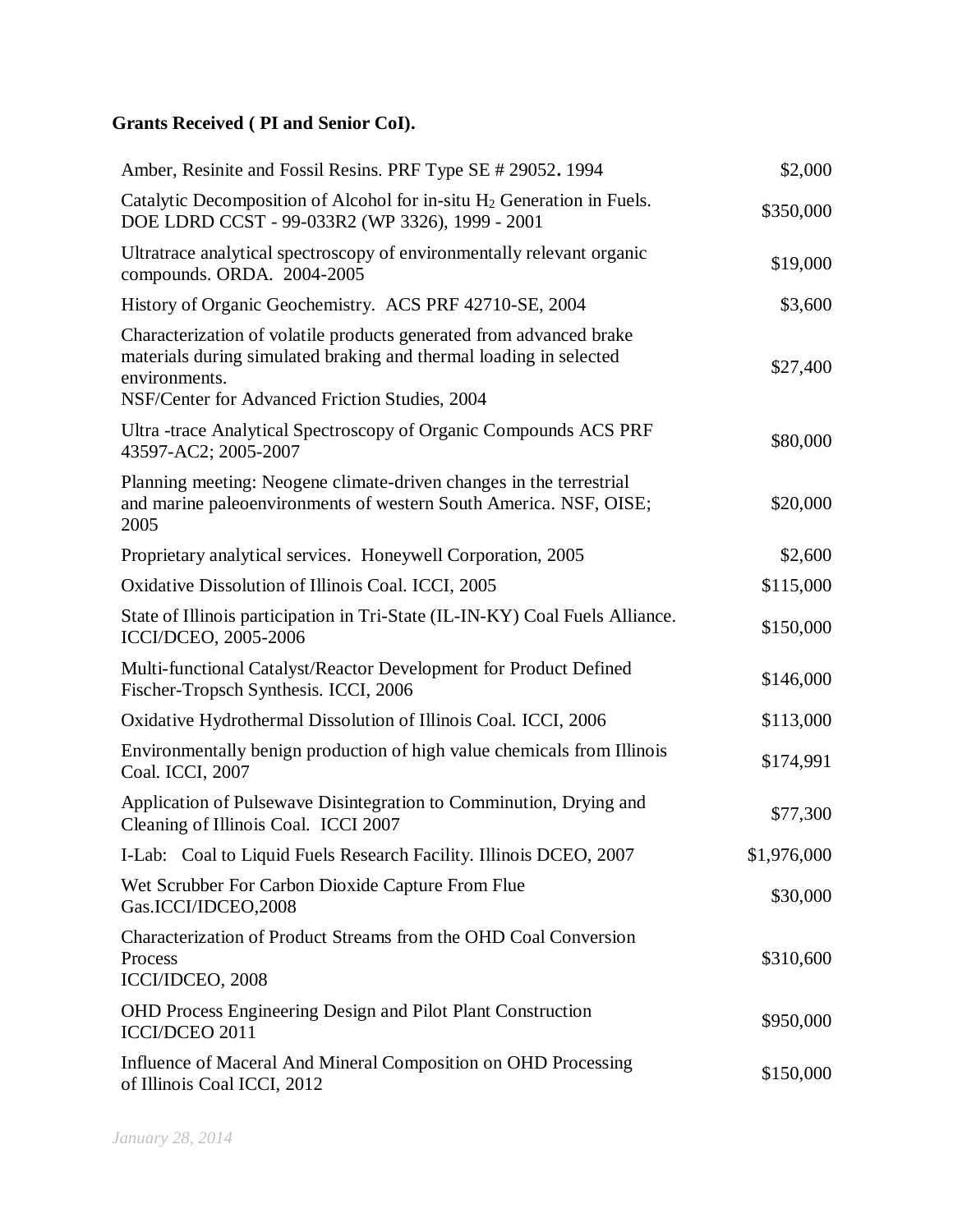**Grants Received ( PI and Senior CoI).**

| Grant | Amount |
|---|---|
| Amber, Resinite and Fossil Resins. PRF Type SE # 29052. 1994 | $2,000 |
| Catalytic Decomposition of Alcohol for in-situ $H_2$ Generation in Fuels. DOE LDRD CCST - 99-033R2 (WP 3326), 1999 - 2001 | $350,000 |
| Ultratrace analytical spectroscopy of environmentally relevant organic compounds. ORDA. 2004-2005 | $19,000 |
| History of Organic Geochemistry. ACS PRF 42710-SE, 2004 | $3,600 |
| Characterization of volatile products generated from advanced brake materials during simulated braking and thermal loading in selected environments. NSF/Center for Advanced Friction Studies, 2004 | $27,400 |
| Ultra -trace Analytical Spectroscopy of Organic Compounds ACS PRF 43597-AC2; 2005-2007 | $80,000 |
| Planning meeting: Neogene climate-driven changes in the terrestrial and marine paleoenvironments of western South America. NSF, OISE; 2005 | $20,000 |
| Proprietary analytical services. Honeywell Corporation, 2005 | $2,600 |
| Oxidative Dissolution of Illinois Coal. ICCI, 2005 | $115,000 |
| State of Illinois participation in Tri-State (IL-IN-KY) Coal Fuels Alliance. ICCI/DCEO, 2005-2006 | $150,000 |
| Multi-functional Catalyst/Reactor Development for Product Defined Fischer-Tropsch Synthesis. ICCI, 2006 | $146,000 |
| Oxidative Hydrothermal Dissolution of Illinois Coal. ICCI, 2006 | $113,000 |
| Environmentally benign production of high value chemicals from Illinois Coal. ICCI, 2007 | $174,991 |
| Application of Pulsewave Disintegration to Comminution, Drying and Cleaning of Illinois Coal. ICCI 2007 | $77,300 |
| I-Lab: Coal to Liquid Fuels Research Facility. Illinois DCEO, 2007 | $1,976,000 |
| Wet Scrubber For Carbon Dioxide Capture From Flue Gas.ICCI/IDCEO,2008 | $30,000 |
| Characterization of Product Streams from the OHD Coal Conversion Process ICCI/IDCEO, 2008 | $310,600 |
| OHD Process Engineering Design and Pilot Plant Construction ICCI/DCEO 2011 | $950,000 |
| Influence of Maceral And Mineral Composition on OHD Processing of Illinois Coal ICCI, 2012 | $150,000 |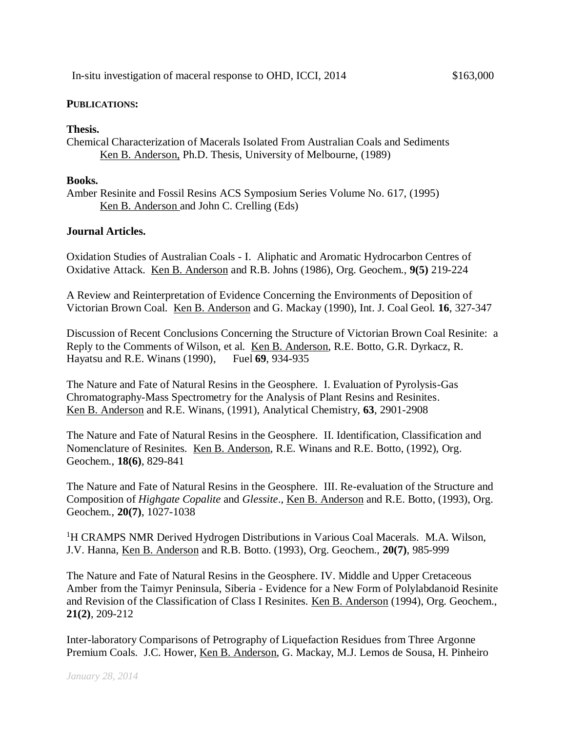In-situ investigation of maceral response to OHD, ICCI, 2014 $163,000

**PUBLICATIONS:**

**Thesis.**

Chemical Characterization of Macerals Isolated From Australian Coals and Sediments
Ken B. Anderson, Ph.D. Thesis, University of Melbourne, (1989)

**Books.**

Amber Resinite and Fossil Resins ACS Symposium Series Volume No. 617, (1995)
Ken B. Anderson and John C. Crelling (Eds)

**Journal Articles.**

Oxidation Studies of Australian Coals - I. Aliphatic and Aromatic Hydrocarbon Centres of Oxidative Attack. Ken B. Anderson and R.B. Johns (1986), Org. Geochem., **9(5)** 219-224

A Review and Reinterpretation of Evidence Concerning the Environments of Deposition of Victorian Brown Coal. Ken B. Anderson and G. Mackay (1990), Int. J. Coal Geol. **16**, 327-347

Discussion of Recent Conclusions Concerning the Structure of Victorian Brown Coal Resinite: a Reply to the Comments of Wilson, et al. Ken B. Anderson, R.E. Botto, G.R. Dyrkacz, R. Hayatsu and R.E. Winans (1990), Fuel **69**, 934-935

The Nature and Fate of Natural Resins in the Geosphere. I. Evaluation of Pyrolysis-Gas Chromatography-Mass Spectrometry for the Analysis of Plant Resins and Resinites. Ken B. Anderson and R.E. Winans, (1991), Analytical Chemistry, **63**, 2901-2908

The Nature and Fate of Natural Resins in the Geosphere. II. Identification, Classification and Nomenclature of Resinites. Ken B. Anderson, R.E. Winans and R.E. Botto, (1992), Org. Geochem., **18(6)**, 829-841

The Nature and Fate of Natural Resins in the Geosphere. III. Re-evaluation of the Structure and Composition of *Highgate Copalite* and *Glessite*., Ken B. Anderson and R.E. Botto, (1993), Org. Geochem., **20(7)**, 1027-1038

$^{1}$H CRAMPS NMR Derived Hydrogen Distributions in Various Coal Macerals. M.A. Wilson, J.V. Hanna, Ken B. Anderson and R.B. Botto. (1993), Org. Geochem., **20(7)**, 985-999

The Nature and Fate of Natural Resins in the Geosphere. IV. Middle and Upper Cretaceous Amber from the Taimyr Peninsula, Siberia - Evidence for a New Form of Polylabdanoid Resinite and Revision of the Classification of Class I Resinites. Ken B. Anderson (1994), Org. Geochem., **21(2)**, 209-212

Inter-laboratory Comparisons of Petrography of Liquefaction Residues from Three Argonne Premium Coals. J.C. Hower, Ken B. Anderson, G. Mackay, M.J. Lemos de Sousa, H. Pinheiro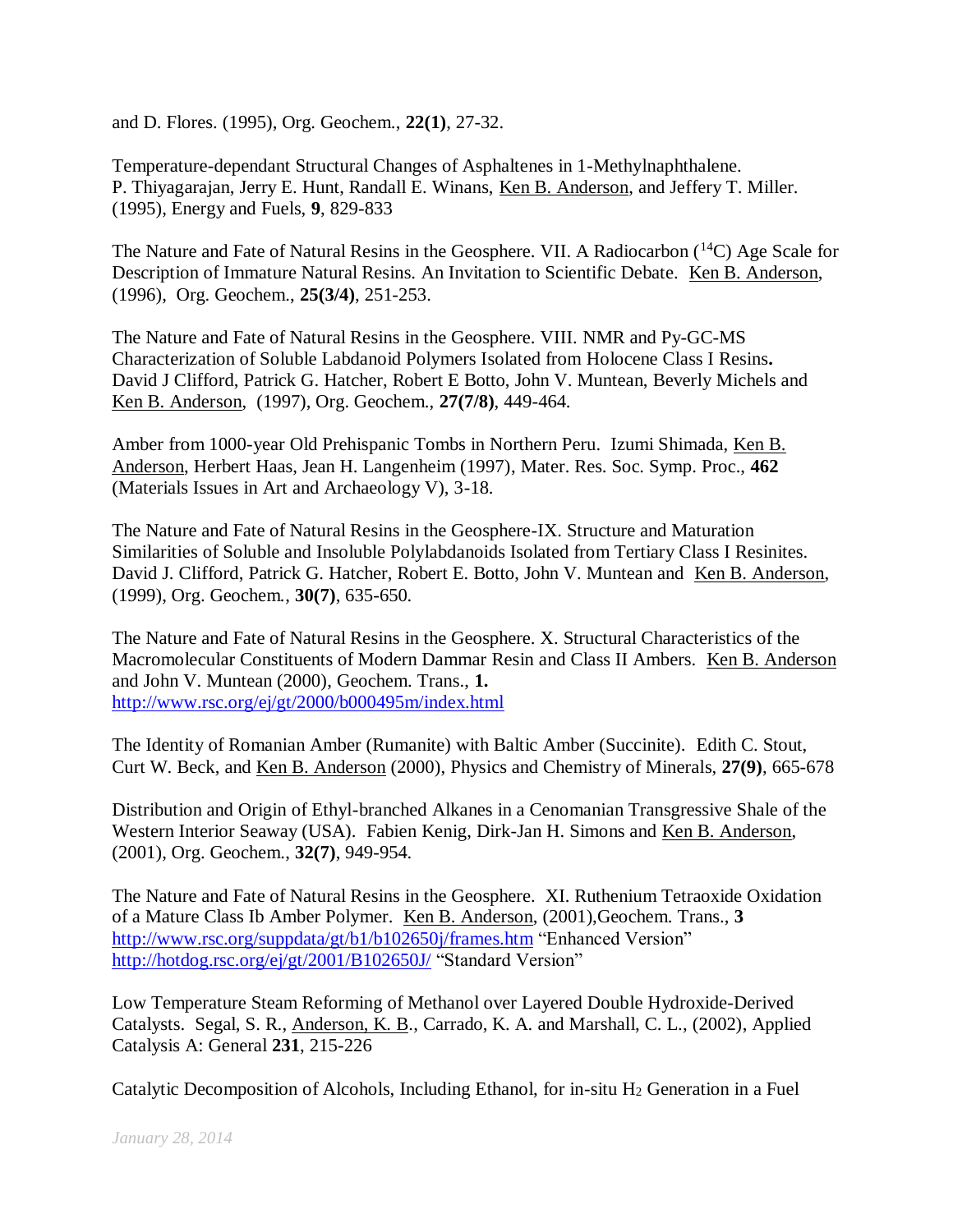and D. Flores. (1995), Org. Geochem., **22(1)**, 27-32.

Temperature-dependant Structural Changes of Asphaltenes in 1-Methylnaphthalene. P. Thiyagarajan, Jerry E. Hunt, Randall E. Winans, Ken B. Anderson, and Jeffery T. Miller. (1995), Energy and Fuels, **9**, 829-833

The Nature and Fate of Natural Resins in the Geosphere. VII. A Radiocarbon ($^{14}C$) Age Scale for Description of Immature Natural Resins. An Invitation to Scientific Debate. Ken B. Anderson, (1996), Org. Geochem., **25(3/4)**, 251-253.

The Nature and Fate of Natural Resins in the Geosphere. VIII. NMR and Py-GC-MS Characterization of Soluble Labdanoid Polymers Isolated from Holocene Class I Resins**.** David J Clifford, Patrick G. Hatcher, Robert E Botto, John V. Muntean, Beverly Michels and Ken B. Anderson, (1997), Org. Geochem., **27(7/8)**, 449-464.

Amber from 1000-year Old Prehispanic Tombs in Northern Peru. Izumi Shimada, Ken B. Anderson, Herbert Haas, Jean H. Langenheim (1997), Mater. Res. Soc. Symp. Proc., **462** (Materials Issues in Art and Archaeology V), 3-18.

The Nature and Fate of Natural Resins in the Geosphere-IX. Structure and Maturation Similarities of Soluble and Insoluble Polylabdanoids Isolated from Tertiary Class I Resinites. David J. Clifford, Patrick G. Hatcher, Robert E. Botto, John V. Muntean and Ken B. Anderson, (1999), Org. Geochem., **30(7)**, 635-650.

The Nature and Fate of Natural Resins in the Geosphere. X. Structural Characteristics of the Macromolecular Constituents of Modern Dammar Resin and Class II Ambers. Ken B. Anderson and John V. Muntean (2000), Geochem. Trans., **1.** http://www.rsc.org/ej/gt/2000/b000495m/index.html

The Identity of Romanian Amber (Rumanite) with Baltic Amber (Succinite). Edith C. Stout, Curt W. Beck, and Ken B. Anderson (2000), Physics and Chemistry of Minerals, **27(9)**, 665-678

Distribution and Origin of Ethyl-branched Alkanes in a Cenomanian Transgressive Shale of the Western Interior Seaway (USA). Fabien Kenig, Dirk-Jan H. Simons and Ken B. Anderson, (2001), Org. Geochem., **32(7)**, 949-954.

The Nature and Fate of Natural Resins in the Geosphere. XI. Ruthenium Tetraoxide Oxidation of a Mature Class Ib Amber Polymer. Ken B. Anderson, (2001),Geochem. Trans., **3** http://www.rsc.org/suppdata/gt/b1/b102650j/frames.htm "Enhanced Version" http://hotdog.rsc.org/ej/gt/2001/B102650J/ "Standard Version"

Low Temperature Steam Reforming of Methanol over Layered Double Hydroxide-Derived Catalysts. Segal, S. R., Anderson, K. B., Carrado, K. A. and Marshall, C. L., (2002), Applied Catalysis A: General **231**, 215-226

Catalytic Decomposition of Alcohols, Including Ethanol, for in-situ $H_2$ Generation in a Fuel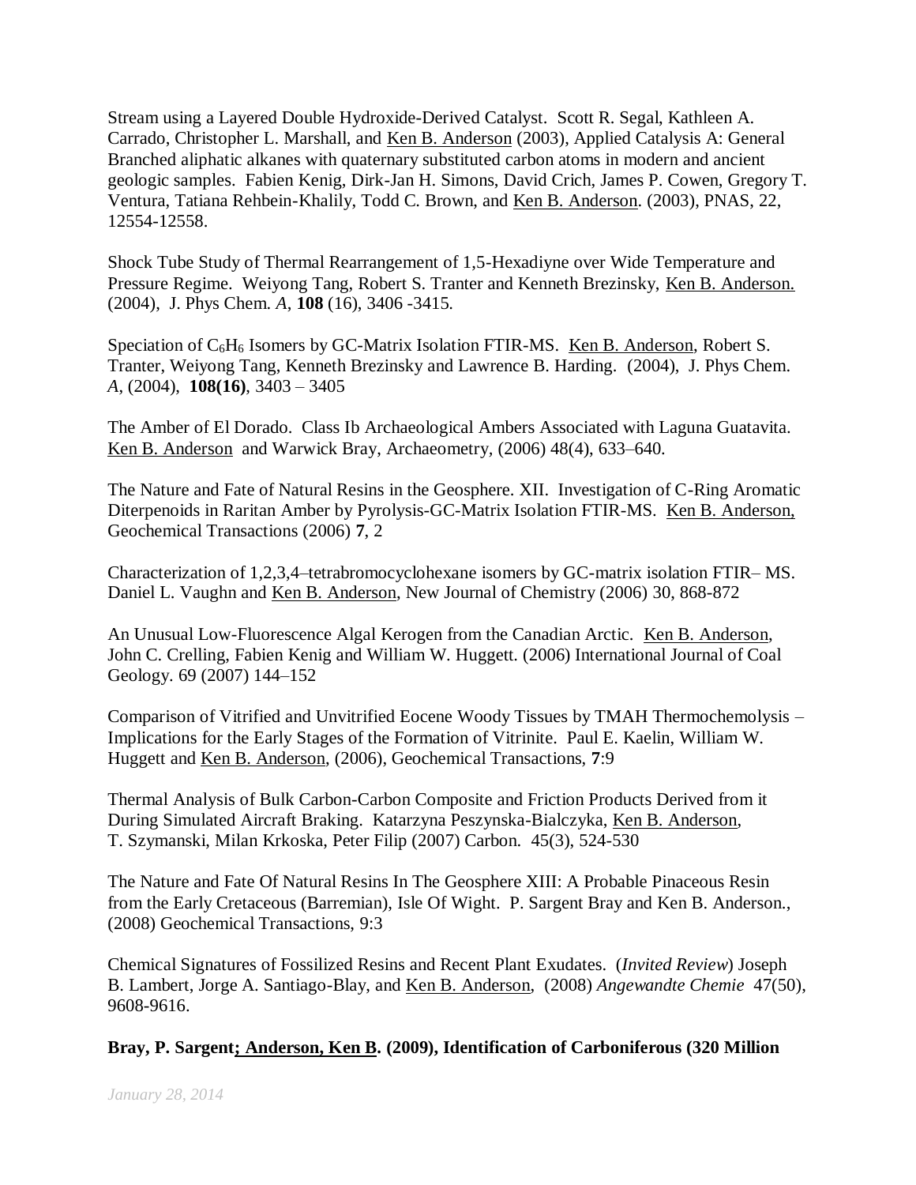Stream using a Layered Double Hydroxide-Derived Catalyst. Scott R. Segal, Kathleen A. Carrado, Christopher L. Marshall, and Ken B. Anderson (2003), Applied Catalysis A: General
Branched aliphatic alkanes with quaternary substituted carbon atoms in modern and ancient geologic samples. Fabien Kenig, Dirk-Jan H. Simons, David Crich, James P. Cowen, Gregory T. Ventura, Tatiana Rehbein-Khalily, Todd C. Brown, and Ken B. Anderson. (2003), PNAS, 22, 12554-12558.

Shock Tube Study of Thermal Rearrangement of 1,5-Hexadiyne over Wide Temperature and Pressure Regime. Weiyong Tang, Robert S. Tranter and Kenneth Brezinsky, Ken B. Anderson. (2004), J. Phys Chem. *A*, **108** (16), 3406 -3415.

Speciation of $C_6H_6$ Isomers by GC-Matrix Isolation FTIR-MS. Ken B. Anderson, Robert S. Tranter, Weiyong Tang, Kenneth Brezinsky and Lawrence B. Harding. (2004), J. Phys Chem. *A*, (2004), **108(16)**, 3403 – 3405

The Amber of El Dorado. Class Ib Archaeological Ambers Associated with Laguna Guatavita. Ken B. Anderson and Warwick Bray, Archaeometry, (2006) 48(4), 633–640.

The Nature and Fate of Natural Resins in the Geosphere. XII. Investigation of C-Ring Aromatic Diterpenoids in Raritan Amber by Pyrolysis-GC-Matrix Isolation FTIR-MS. Ken B. Anderson, Geochemical Transactions (2006) **7**, 2

Characterization of 1,2,3,4–tetrabromocyclohexane isomers by GC-matrix isolation FTIR– MS. Daniel L. Vaughn and Ken B. Anderson, New Journal of Chemistry (2006) 30, 868-872

An Unusual Low-Fluorescence Algal Kerogen from the Canadian Arctic. Ken B. Anderson, John C. Crelling, Fabien Kenig and William W. Huggett. (2006) International Journal of Coal Geology. 69 (2007) 144–152

Comparison of Vitrified and Unvitrified Eocene Woody Tissues by TMAH Thermochemolysis – Implications for the Early Stages of the Formation of Vitrinite. Paul E. Kaelin, William W. Huggett and Ken B. Anderson, (2006), Geochemical Transactions, **7**:9

Thermal Analysis of Bulk Carbon-Carbon Composite and Friction Products Derived from it During Simulated Aircraft Braking. Katarzyna Peszynska-Bialczyka, Ken B. Anderson, T. Szymanski, Milan Krkoska, Peter Filip (2007) Carbon. 45(3), 524-530

The Nature and Fate Of Natural Resins In The Geosphere XIII: A Probable Pinaceous Resin from the Early Cretaceous (Barremian), Isle Of Wight. P. Sargent Bray and Ken B. Anderson., (2008) Geochemical Transactions, 9:3

Chemical Signatures of Fossilized Resins and Recent Plant Exudates. (*Invited Review*) Joseph B. Lambert, Jorge A. Santiago-Blay, and Ken B. Anderson, (2008) *Angewandte Chemie* 47(50), 9608-9616.

**Bray, P. Sargent; Anderson, Ken B. (2009), Identification of Carboniferous (320 Million**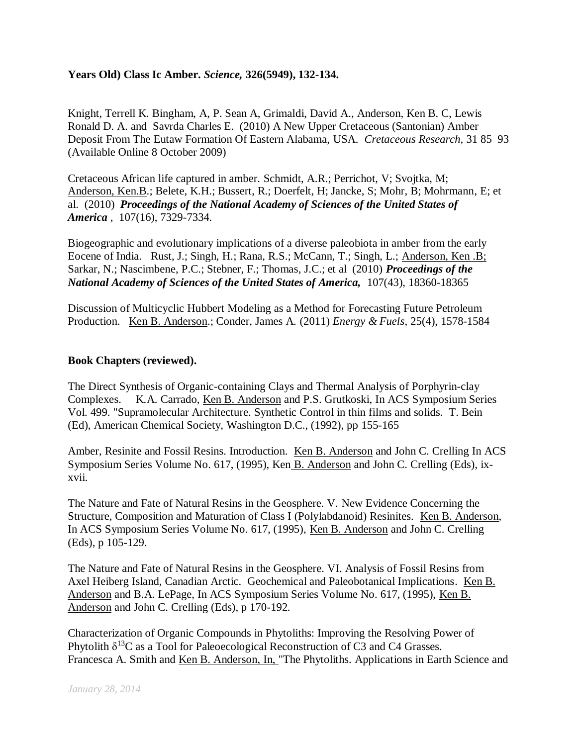**Years Old) Class Ic Amber. *Science,* 326(5949), 132-134.**

Knight, Terrell K. Bingham, A, P. Sean A, Grimaldi, David A., Anderson, Ken B. C, Lewis Ronald D. A. and Savrda Charles E. (2010) A New Upper Cretaceous (Santonian) Amber Deposit From The Eutaw Formation Of Eastern Alabama, USA. *Cretaceous Research,* 31 85–93 (Available Online 8 October 2009)

Cretaceous African life captured in amber. Schmidt, A.R.; Perrichot, V; Svojtka, M; Anderson, Ken.B.; Belete, K.H.; Bussert, R.; Doerfelt, H; Jancke, S; Mohr, B; Mohrmann, E; et al. (2010) ***Proceedings of the National Academy of Sciences of the United States of America*** , 107(16), 7329-7334.

Biogeographic and evolutionary implications of a diverse paleobiota in amber from the early Eocene of India. Rust, J.; Singh, H.; Rana, R.S.; McCann, T.; Singh, L.; Anderson, Ken .B.; Sarkar, N.; Nascimbene, P.C.; Stebner, F.; Thomas, J.C.; et al (2010) ***Proceedings of the National Academy of Sciences of the United States of America,*** 107(43), 18360-18365

Discussion of Multicyclic Hubbert Modeling as a Method for Forecasting Future Petroleum Production. Ken B. Anderson.; Conder, James A. (2011) *Energy & Fuels*, 25(4), 1578-1584

**Book Chapters (reviewed).**

The Direct Synthesis of Organic-containing Clays and Thermal Analysis of Porphyrin-clay Complexes. K.A. Carrado, Ken B. Anderson and P.S. Grutkoski, In ACS Symposium Series Vol. 499. "Supramolecular Architecture. Synthetic Control in thin films and solids. T. Bein (Ed), American Chemical Society, Washington D.C., (1992), pp 155-165

Amber, Resinite and Fossil Resins. Introduction. Ken B. Anderson and John C. Crelling In ACS Symposium Series Volume No. 617, (1995), Ken B. Anderson and John C. Crelling (Eds), ix-xvii.

The Nature and Fate of Natural Resins in the Geosphere. V. New Evidence Concerning the Structure, Composition and Maturation of Class I (Polylabdanoid) Resinites. Ken B. Anderson, In ACS Symposium Series Volume No. 617, (1995), Ken B. Anderson and John C. Crelling (Eds), p 105-129.

The Nature and Fate of Natural Resins in the Geosphere. VI. Analysis of Fossil Resins from Axel Heiberg Island, Canadian Arctic. Geochemical and Paleobotanical Implications. Ken B. Anderson and B.A. LePage, In ACS Symposium Series Volume No. 617, (1995), Ken B. Anderson and John C. Crelling (Eds), p 170-192.

Characterization of Organic Compounds in Phytoliths: Improving the Resolving Power of Phytolith $\delta^{13}C$ as a Tool for Paleoecological Reconstruction of C3 and C4 Grasses. Francesca A. Smith and Ken B. Anderson, In, "The Phytoliths. Applications in Earth Science and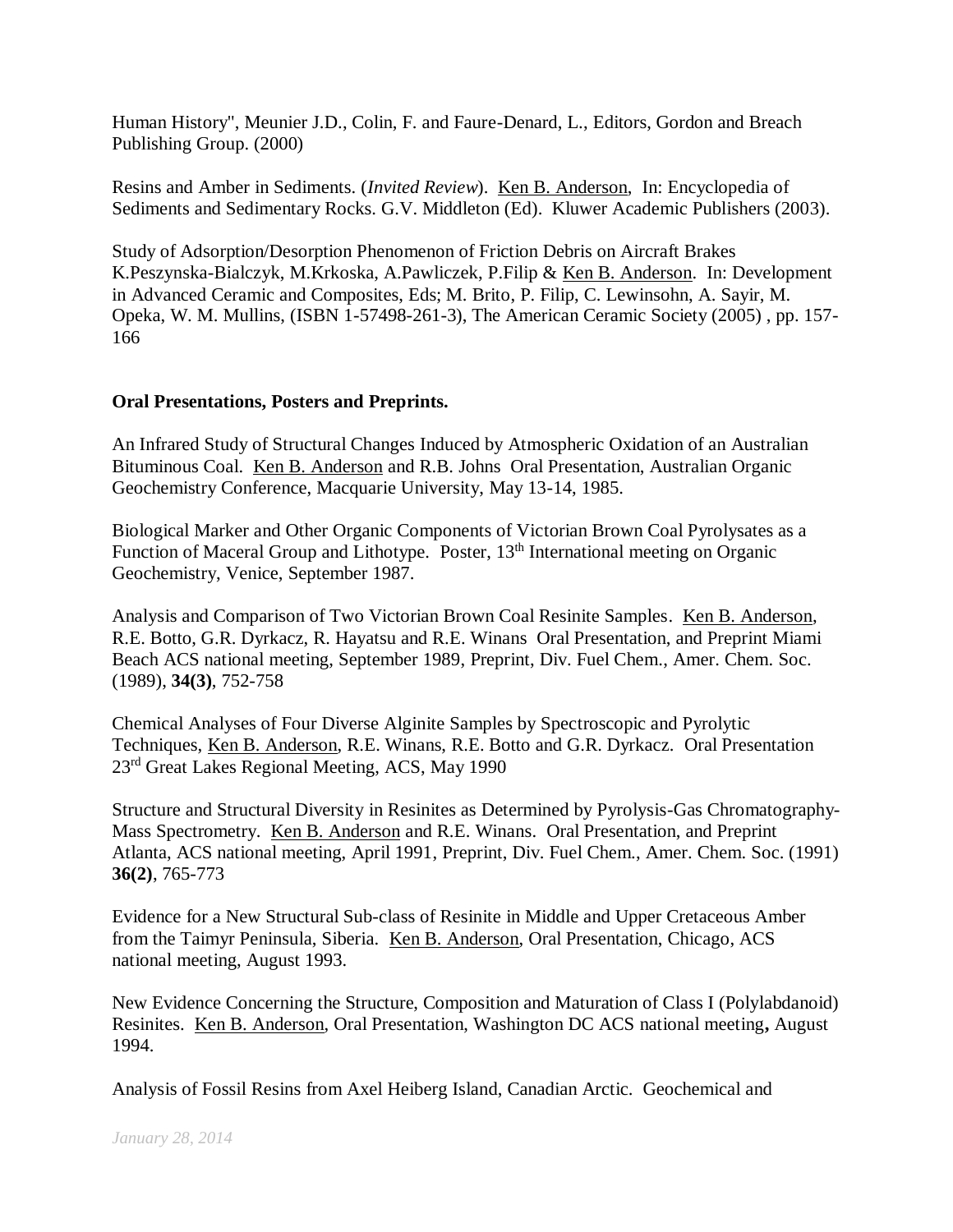Human History", Meunier J.D., Colin, F. and Faure-Denard, L., Editors, Gordon and Breach Publishing Group. (2000)

Resins and Amber in Sediments. (*Invited Review*). Ken B. Anderson, In: Encyclopedia of Sediments and Sedimentary Rocks. G.V. Middleton (Ed). Kluwer Academic Publishers (2003).

Study of Adsorption/Desorption Phenomenon of Friction Debris on Aircraft Brakes K.Peszynska-Bialczyk, M.Krkoska, A.Pawliczek, P.Filip & Ken B. Anderson. In: Development in Advanced Ceramic and Composites, Eds; M. Brito, P. Filip, C. Lewinsohn, A. Sayir, M. Opeka, W. M. Mullins, (ISBN 1-57498-261-3), The American Ceramic Society (2005) , pp. 157-166

**Oral Presentations, Posters and Preprints.**

An Infrared Study of Structural Changes Induced by Atmospheric Oxidation of an Australian Bituminous Coal. Ken B. Anderson and R.B. Johns Oral Presentation, Australian Organic Geochemistry Conference, Macquarie University, May 13-14, 1985.

Biological Marker and Other Organic Components of Victorian Brown Coal Pyrolysates as a Function of Maceral Group and Lithotype. Poster, 13th International meeting on Organic Geochemistry, Venice, September 1987.

Analysis and Comparison of Two Victorian Brown Coal Resinite Samples. Ken B. Anderson, R.E. Botto, G.R. Dyrkacz, R. Hayatsu and R.E. Winans Oral Presentation, and Preprint Miami Beach ACS national meeting, September 1989, Preprint, Div. Fuel Chem., Amer. Chem. Soc. (1989), **34(3)**, 752-758

Chemical Analyses of Four Diverse Alginite Samples by Spectroscopic and Pyrolytic Techniques, Ken B. Anderson, R.E. Winans, R.E. Botto and G.R. Dyrkacz. Oral Presentation 23rd Great Lakes Regional Meeting, ACS, May 1990

Structure and Structural Diversity in Resinites as Determined by Pyrolysis-Gas Chromatography-Mass Spectrometry. Ken B. Anderson and R.E. Winans. Oral Presentation, and Preprint Atlanta, ACS national meeting, April 1991, Preprint, Div. Fuel Chem., Amer. Chem. Soc. (1991) **36(2)**, 765-773

Evidence for a New Structural Sub-class of Resinite in Middle and Upper Cretaceous Amber from the Taimyr Peninsula, Siberia. Ken B. Anderson, Oral Presentation, Chicago, ACS national meeting, August 1993.

New Evidence Concerning the Structure, Composition and Maturation of Class I (Polylabdanoid) Resinites. Ken B. Anderson, Oral Presentation, Washington DC ACS national meeting**,** August 1994.

Analysis of Fossil Resins from Axel Heiberg Island, Canadian Arctic. Geochemical and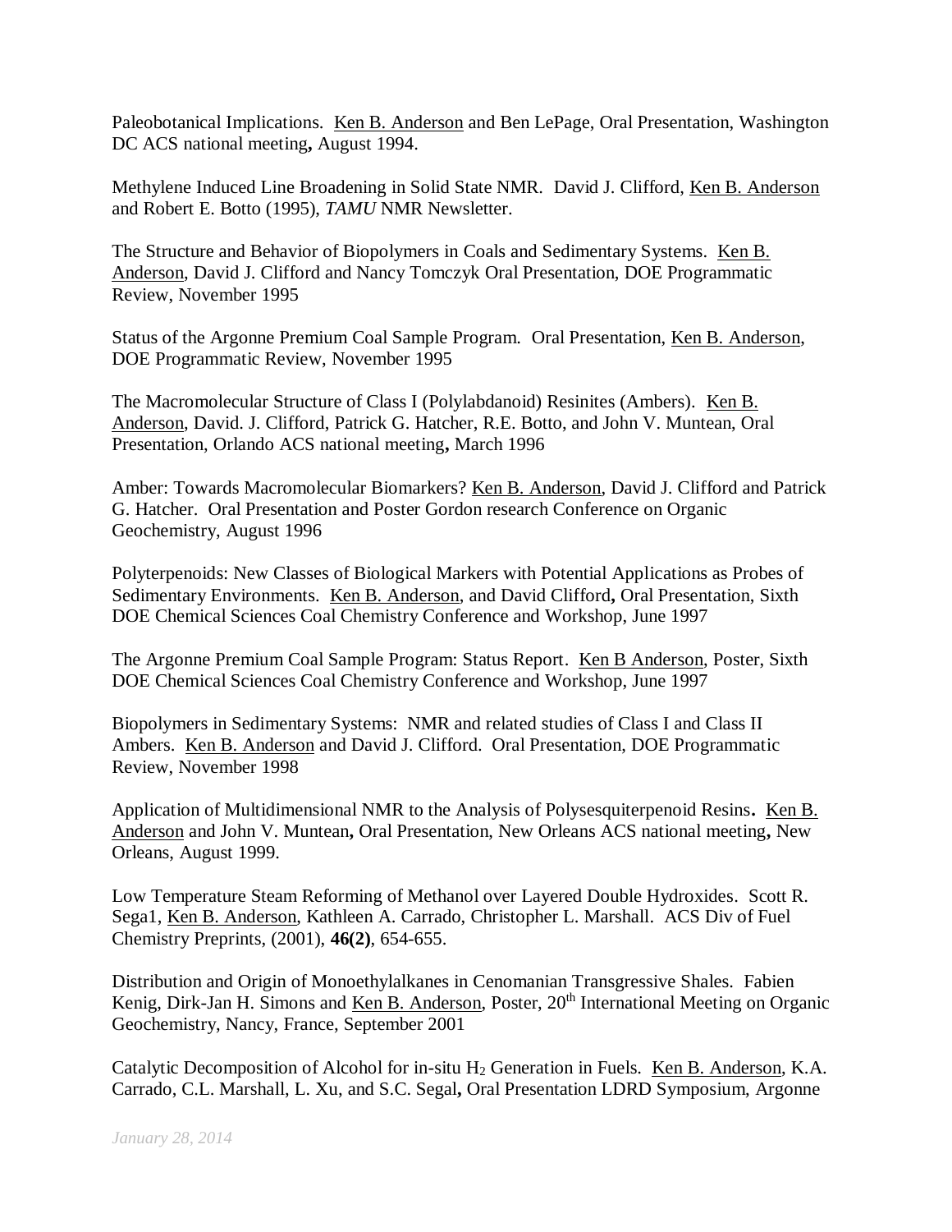Paleobotanical Implications. <u>Ken B. Anderson</u> and Ben LePage, Oral Presentation, Washington DC ACS national meeting**,** August 1994.

Methylene Induced Line Broadening in Solid State NMR. David J. Clifford, <u>Ken B. Anderson</u> and Robert E. Botto (1995), *TAMU* NMR Newsletter.

The Structure and Behavior of Biopolymers in Coals and Sedimentary Systems. <u>Ken B. Anderson</u>, David J. Clifford and Nancy Tomczyk Oral Presentation, DOE Programmatic Review, November 1995

Status of the Argonne Premium Coal Sample Program. Oral Presentation, <u>Ken B. Anderson</u>, DOE Programmatic Review, November 1995

The Macromolecular Structure of Class I (Polylabdanoid) Resinites (Ambers). <u>Ken B. Anderson</u>, David. J. Clifford, Patrick G. Hatcher, R.E. Botto, and John V. Muntean, Oral Presentation, Orlando ACS national meeting**,** March 1996

Amber: Towards Macromolecular Biomarkers? <u>Ken B. Anderson</u>, David J. Clifford and Patrick G. Hatcher. Oral Presentation and Poster Gordon research Conference on Organic Geochemistry, August 1996

Polyterpenoids: New Classes of Biological Markers with Potential Applications as Probes of Sedimentary Environments. <u>Ken B. Anderson</u>, and David Clifford**,** Oral Presentation, Sixth DOE Chemical Sciences Coal Chemistry Conference and Workshop, June 1997

The Argonne Premium Coal Sample Program: Status Report. <u>Ken B Anderson</u>, Poster, Sixth DOE Chemical Sciences Coal Chemistry Conference and Workshop, June 1997

Biopolymers in Sedimentary Systems: NMR and related studies of Class I and Class II Ambers. <u>Ken B. Anderson</u> and David J. Clifford. Oral Presentation, DOE Programmatic Review, November 1998

Application of Multidimensional NMR to the Analysis of Polysesquiterpenoid Resins**.** <u>Ken B. Anderson</u> and John V. Muntean**,** Oral Presentation, New Orleans ACS national meeting**,** New Orleans, August 1999.

Low Temperature Steam Reforming of Methanol over Layered Double Hydroxides. Scott R. Sega1, <u>Ken B. Anderson</u>, Kathleen A. Carrado, Christopher L. Marshall. ACS Div of Fuel Chemistry Preprints, (2001), **46(2)**, 654-655.

Distribution and Origin of Monoethylalkanes in Cenomanian Transgressive Shales. Fabien Kenig, Dirk-Jan H. Simons and <u>Ken B. Anderson</u>, Poster, 20th International Meeting on Organic Geochemistry, Nancy, France, September 2001

Catalytic Decomposition of Alcohol for in-situ $H_2$ Generation in Fuels. <u>Ken B. Anderson</u>, K.A. Carrado, C.L. Marshall, L. Xu, and S.C. Segal**,** Oral Presentation LDRD Symposium, Argonne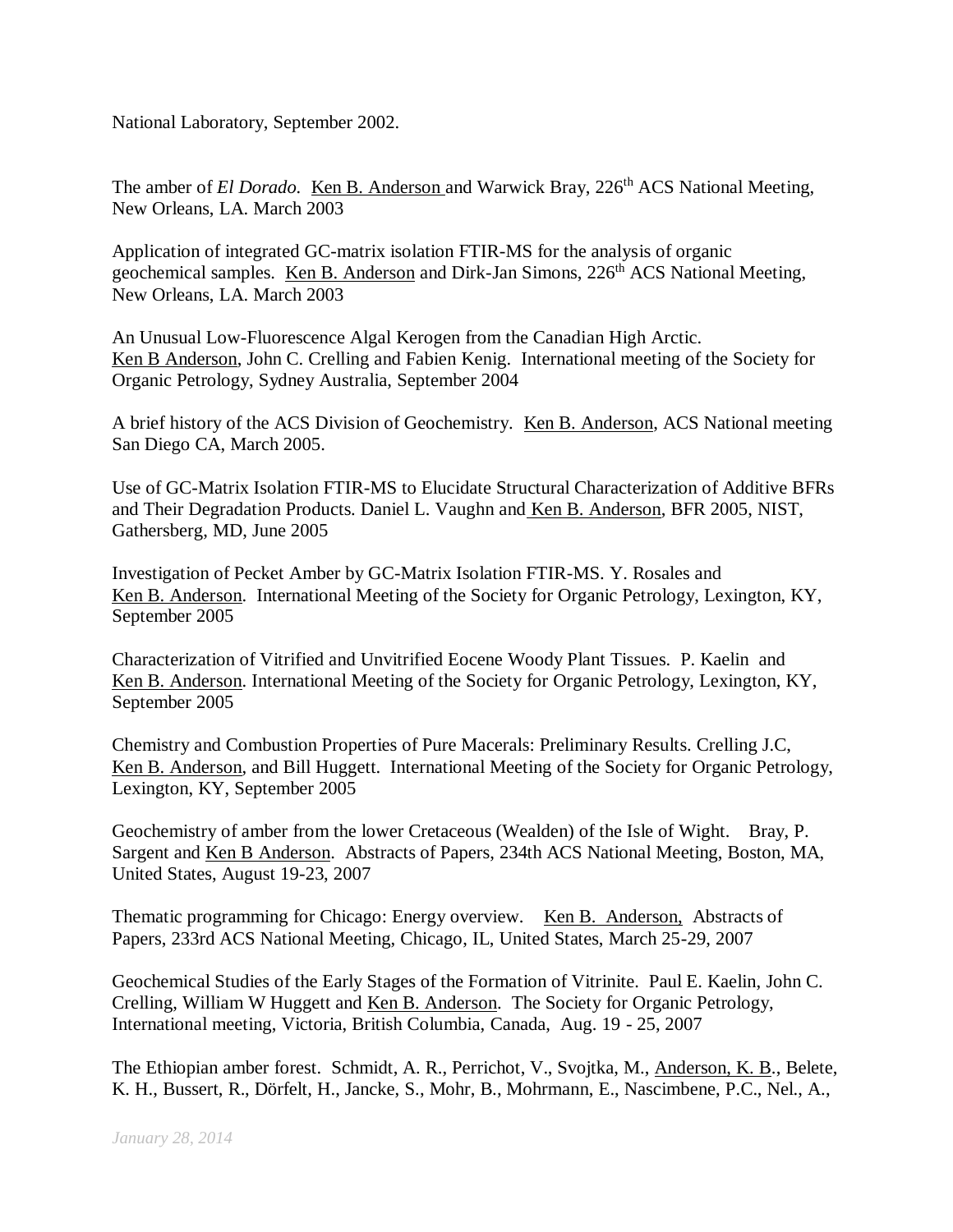National Laboratory, September 2002.

The amber of *El Dorado*. Ken B. Anderson and Warwick Bray, 226th ACS National Meeting, New Orleans, LA. March 2003

Application of integrated GC-matrix isolation FTIR-MS for the analysis of organic geochemical samples. Ken B. Anderson and Dirk-Jan Simons, 226th ACS National Meeting, New Orleans, LA. March 2003

An Unusual Low-Fluorescence Algal Kerogen from the Canadian High Arctic. Ken B Anderson, John C. Crelling and Fabien Kenig. International meeting of the Society for Organic Petrology, Sydney Australia, September 2004

A brief history of the ACS Division of Geochemistry. Ken B. Anderson, ACS National meeting San Diego CA, March 2005.

Use of GC-Matrix Isolation FTIR-MS to Elucidate Structural Characterization of Additive BFRs and Their Degradation Products. Daniel L. Vaughn and Ken B. Anderson, BFR 2005, NIST, Gathersberg, MD, June 2005

Investigation of Pecket Amber by GC-Matrix Isolation FTIR-MS. Y. Rosales and Ken B. Anderson. International Meeting of the Society for Organic Petrology, Lexington, KY, September 2005

Characterization of Vitrified and Unvitrified Eocene Woody Plant Tissues. P. Kaelin and Ken B. Anderson. International Meeting of the Society for Organic Petrology, Lexington, KY, September 2005

Chemistry and Combustion Properties of Pure Macerals: Preliminary Results. Crelling J.C, Ken B. Anderson, and Bill Huggett. International Meeting of the Society for Organic Petrology, Lexington, KY, September 2005

Geochemistry of amber from the lower Cretaceous (Wealden) of the Isle of Wight. Bray, P. Sargent and Ken B Anderson. Abstracts of Papers, 234th ACS National Meeting, Boston, MA, United States, August 19-23, 2007

Thematic programming for Chicago: Energy overview. Ken B. Anderson, Abstracts of Papers, 233rd ACS National Meeting, Chicago, IL, United States, March 25-29, 2007

Geochemical Studies of the Early Stages of the Formation of Vitrinite. Paul E. Kaelin, John C. Crelling, William W Huggett and Ken B. Anderson. The Society for Organic Petrology, International meeting, Victoria, British Columbia, Canada, Aug. 19 - 25, 2007

The Ethiopian amber forest. Schmidt, A. R., Perrichot, V., Svojtka, M., Anderson, K. B., Belete, K. H., Bussert, R., Dörfelt, H., Jancke, S., Mohr, B., Mohrmann, E., Nascimbene, P.C., Nel., A.,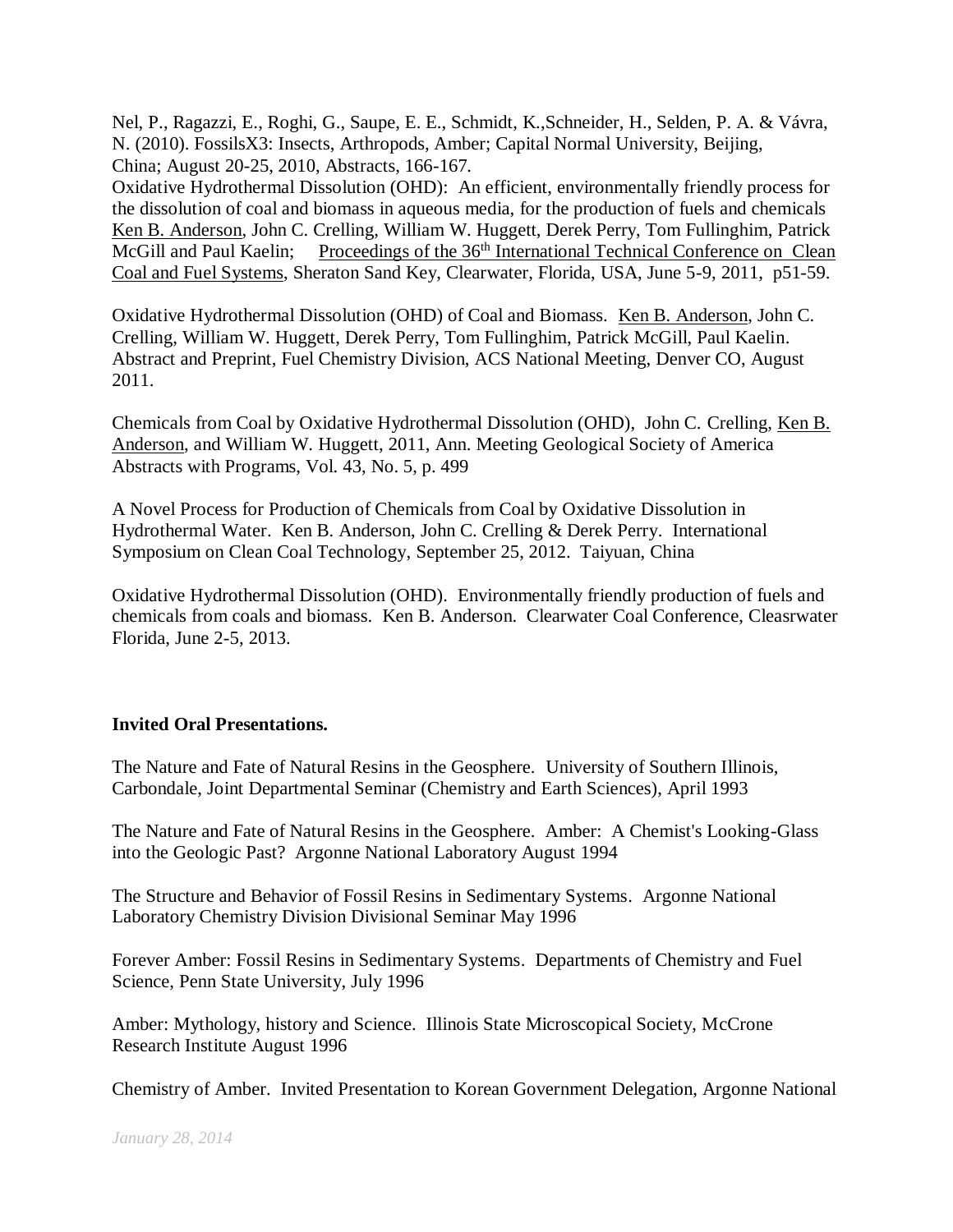Nel, P., Ragazzi, E., Roghi, G., Saupe, E. E., Schmidt, K.,Schneider, H., Selden, P. A. & Vávra, N. (2010). FossilsX3: Insects, Arthropods, Amber; Capital Normal University, Beijing, China; August 20-25, 2010, Abstracts, 166-167.

Oxidative Hydrothermal Dissolution (OHD): An efficient, environmentally friendly process for the dissolution of coal and biomass in aqueous media, for the production of fuels and chemicals Ken B. Anderson, John C. Crelling, William W. Huggett, Derek Perry, Tom Fullinghim, Patrick McGill and Paul Kaelin; Proceedings of the 36th International Technical Conference on Clean Coal and Fuel Systems, Sheraton Sand Key, Clearwater, Florida, USA, June 5-9, 2011, p51-59.

Oxidative Hydrothermal Dissolution (OHD) of Coal and Biomass. Ken B. Anderson, John C. Crelling, William W. Huggett, Derek Perry, Tom Fullinghim, Patrick McGill, Paul Kaelin. Abstract and Preprint, Fuel Chemistry Division, ACS National Meeting, Denver CO, August 2011.

Chemicals from Coal by Oxidative Hydrothermal Dissolution (OHD), John C. Crelling, Ken B. Anderson, and William W. Huggett, 2011, Ann. Meeting Geological Society of America Abstracts with Programs, Vol. 43, No. 5, p. 499

A Novel Process for Production of Chemicals from Coal by Oxidative Dissolution in Hydrothermal Water. Ken B. Anderson, John C. Crelling & Derek Perry. International Symposium on Clean Coal Technology, September 25, 2012. Taiyuan, China

Oxidative Hydrothermal Dissolution (OHD). Environmentally friendly production of fuels and chemicals from coals and biomass. Ken B. Anderson. Clearwater Coal Conference, Cleasrwater Florida, June 2-5, 2013.

**Invited Oral Presentations.**

The Nature and Fate of Natural Resins in the Geosphere. University of Southern Illinois, Carbondale, Joint Departmental Seminar (Chemistry and Earth Sciences), April 1993

The Nature and Fate of Natural Resins in the Geosphere. Amber: A Chemist's Looking-Glass into the Geologic Past? Argonne National Laboratory August 1994

The Structure and Behavior of Fossil Resins in Sedimentary Systems. Argonne National Laboratory Chemistry Division Divisional Seminar May 1996

Forever Amber: Fossil Resins in Sedimentary Systems. Departments of Chemistry and Fuel Science, Penn State University, July 1996

Amber: Mythology, history and Science. Illinois State Microscopical Society, McCrone Research Institute August 1996

Chemistry of Amber. Invited Presentation to Korean Government Delegation, Argonne National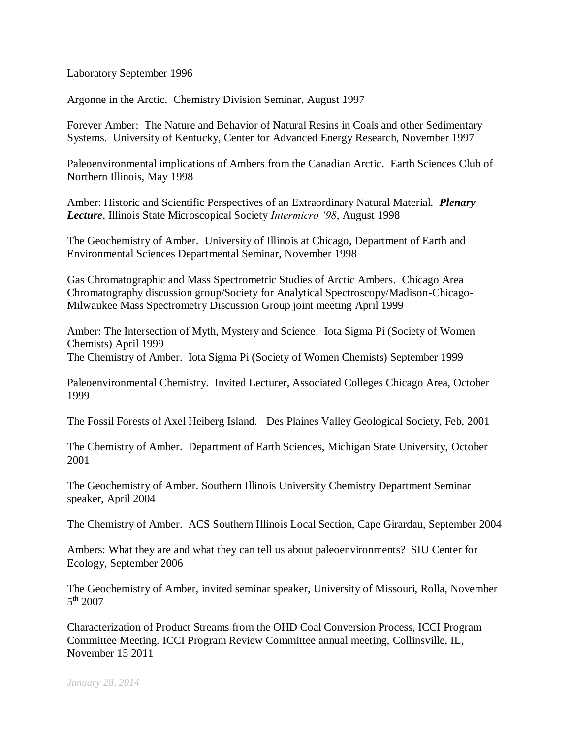Laboratory September 1996

Argonne in the Arctic. Chemistry Division Seminar, August 1997

Forever Amber: The Nature and Behavior of Natural Resins in Coals and other Sedimentary Systems. University of Kentucky, Center for Advanced Energy Research, November 1997

Paleoenvironmental implications of Ambers from the Canadian Arctic. Earth Sciences Club of Northern Illinois, May 1998

Amber: Historic and Scientific Perspectives of an Extraordinary Natural Material. ***Plenary Lecture***, Illinois State Microscopical Society *Intermicro '98*, August 1998

The Geochemistry of Amber. University of Illinois at Chicago, Department of Earth and Environmental Sciences Departmental Seminar, November 1998

Gas Chromatographic and Mass Spectrometric Studies of Arctic Ambers. Chicago Area Chromatography discussion group/Society for Analytical Spectroscopy/Madison-Chicago-Milwaukee Mass Spectrometry Discussion Group joint meeting April 1999

Amber: The Intersection of Myth, Mystery and Science. Iota Sigma Pi (Society of Women Chemists) April 1999

The Chemistry of Amber. Iota Sigma Pi (Society of Women Chemists) September 1999

Paleoenvironmental Chemistry. Invited Lecturer, Associated Colleges Chicago Area, October 1999

The Fossil Forests of Axel Heiberg Island. Des Plaines Valley Geological Society, Feb, 2001

The Chemistry of Amber. Department of Earth Sciences, Michigan State University, October 2001

The Geochemistry of Amber. Southern Illinois University Chemistry Department Seminar speaker, April 2004

The Chemistry of Amber. ACS Southern Illinois Local Section, Cape Girardau, September 2004

Ambers: What they are and what they can tell us about paleoenvironments? SIU Center for Ecology, September 2006

The Geochemistry of Amber, invited seminar speaker, University of Missouri, Rolla, November 5th 2007

Characterization of Product Streams from the OHD Coal Conversion Process, ICCI Program Committee Meeting. ICCI Program Review Committee annual meeting, Collinsville, IL, November 15 2011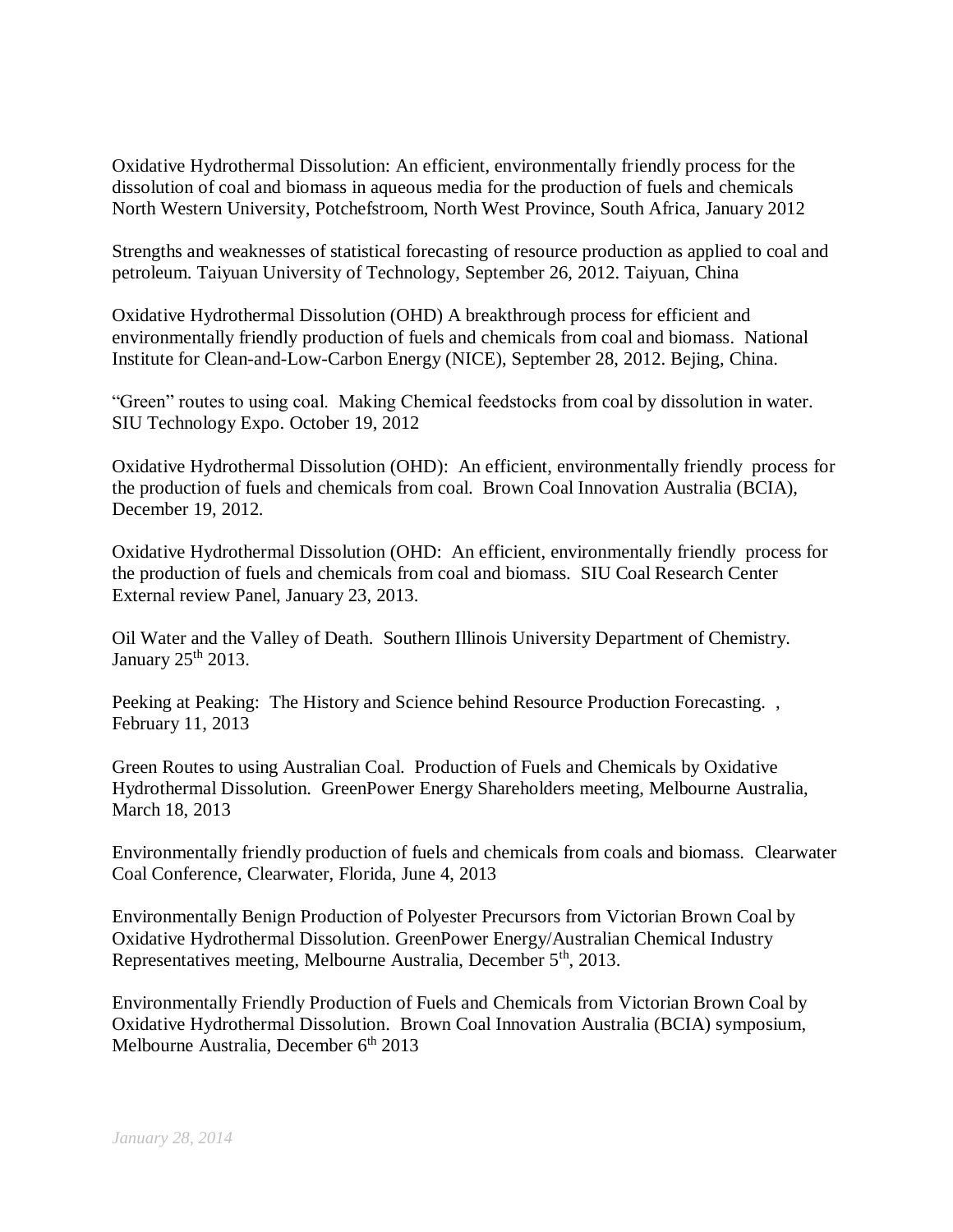Oxidative Hydrothermal Dissolution: An efficient, environmentally friendly process for the dissolution of coal and biomass in aqueous media for the production of fuels and chemicals North Western University, Potchefstroom, North West Province, South Africa, January 2012

Strengths and weaknesses of statistical forecasting of resource production as applied to coal and petroleum. Taiyuan University of Technology, September 26, 2012. Taiyuan, China

Oxidative Hydrothermal Dissolution (OHD) A breakthrough process for efficient and environmentally friendly production of fuels and chemicals from coal and biomass. National Institute for Clean-and-Low-Carbon Energy (NICE), September 28, 2012. Bejing, China.

"Green" routes to using coal. Making Chemical feedstocks from coal by dissolution in water. SIU Technology Expo. October 19, 2012

Oxidative Hydrothermal Dissolution (OHD): An efficient, environmentally friendly process for the production of fuels and chemicals from coal. Brown Coal Innovation Australia (BCIA), December 19, 2012.

Oxidative Hydrothermal Dissolution (OHD: An efficient, environmentally friendly process for the production of fuels and chemicals from coal and biomass. SIU Coal Research Center External review Panel, January 23, 2013.

Oil Water and the Valley of Death. Southern Illinois University Department of Chemistry. January 25th 2013.

Peeking at Peaking: The History and Science behind Resource Production Forecasting. , February 11, 2013

Green Routes to using Australian Coal. Production of Fuels and Chemicals by Oxidative Hydrothermal Dissolution. GreenPower Energy Shareholders meeting, Melbourne Australia, March 18, 2013

Environmentally friendly production of fuels and chemicals from coals and biomass. Clearwater Coal Conference, Clearwater, Florida, June 4, 2013

Environmentally Benign Production of Polyester Precursors from Victorian Brown Coal by Oxidative Hydrothermal Dissolution. GreenPower Energy/Australian Chemical Industry Representatives meeting, Melbourne Australia, December 5th, 2013.

Environmentally Friendly Production of Fuels and Chemicals from Victorian Brown Coal by Oxidative Hydrothermal Dissolution. Brown Coal Innovation Australia (BCIA) symposium, Melbourne Australia, December 6th 2013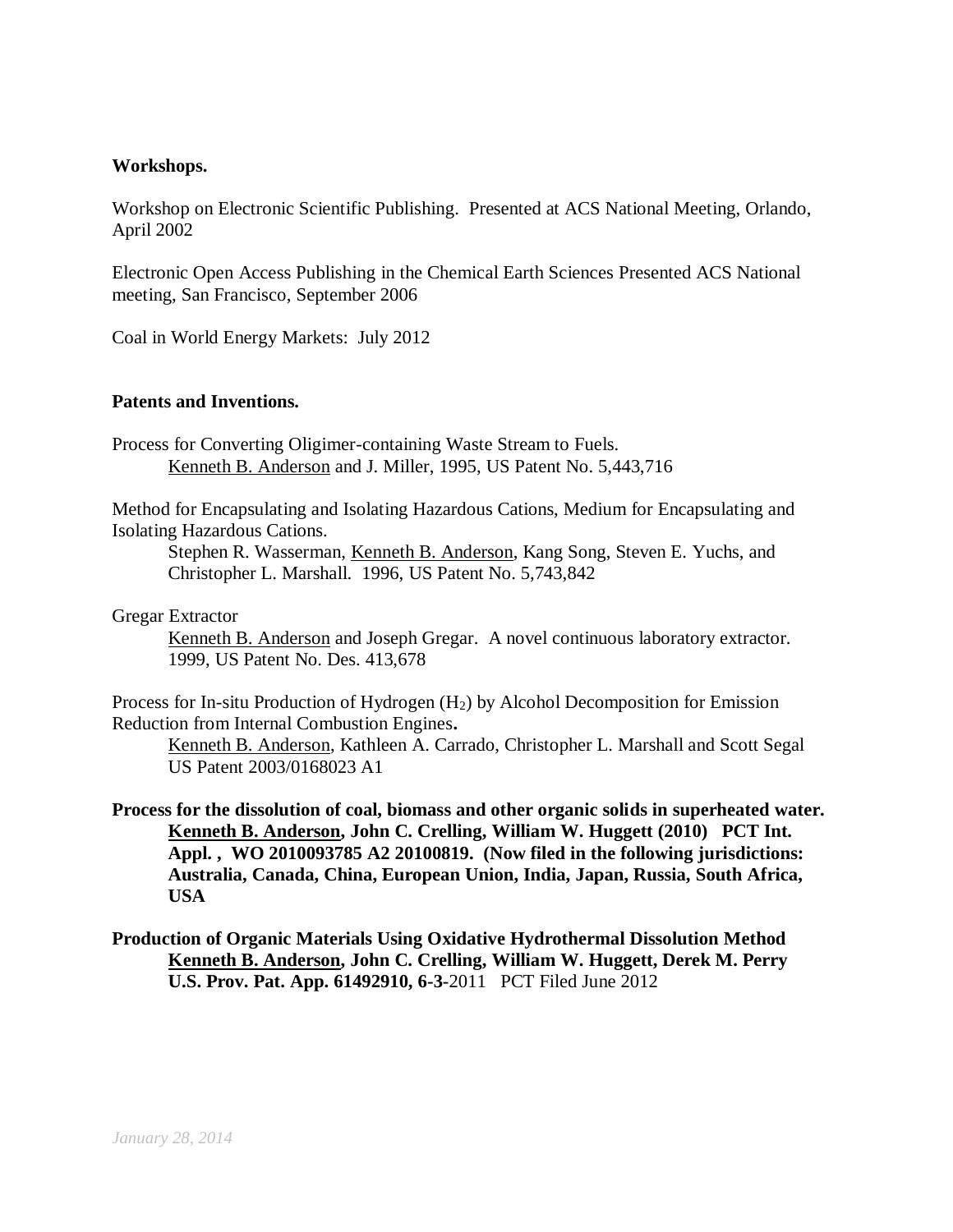**Workshops.**

Workshop on Electronic Scientific Publishing. Presented at ACS National Meeting, Orlando, April 2002

Electronic Open Access Publishing in the Chemical Earth Sciences Presented ACS National meeting, San Francisco, September 2006

Coal in World Energy Markets: July 2012

**Patents and Inventions.**

Process for Converting Oligimer-containing Waste Stream to Fuels.
Kenneth B. Anderson and J. Miller, 1995, US Patent No. 5,443,716

Method for Encapsulating and Isolating Hazardous Cations, Medium for Encapsulating and Isolating Hazardous Cations.
Stephen R. Wasserman, Kenneth B. Anderson, Kang Song, Steven E. Yuchs, and Christopher L. Marshall. 1996, US Patent No. 5,743,842

Gregar Extractor
Kenneth B. Anderson and Joseph Gregar. A novel continuous laboratory extractor. 1999, US Patent No. Des. 413,678

Process for In-situ Production of Hydrogen ($H_2$) by Alcohol Decomposition for Emission Reduction from Internal Combustion Engines**.**
Kenneth B. Anderson, Kathleen A. Carrado, Christopher L. Marshall and Scott Segal US Patent 2003/0168023 A1

**Process for the dissolution of coal, biomass and other organic solids in superheated water.**
**Kenneth B. Anderson, John C. Crelling, William W. Huggett (2010) PCT Int. Appl. , WO 2010093785 A2 20100819. (Now filed in the following jurisdictions: Australia, Canada, China, European Union, India, Japan, Russia, South Africa, USA**

**Production of Organic Materials Using Oxidative Hydrothermal Dissolution Method**
**Kenneth B. Anderson, John C. Crelling, William W. Huggett, Derek M. Perry U.S. Prov. Pat. App. 61492910, 6-3-**2011 PCT Filed June 2012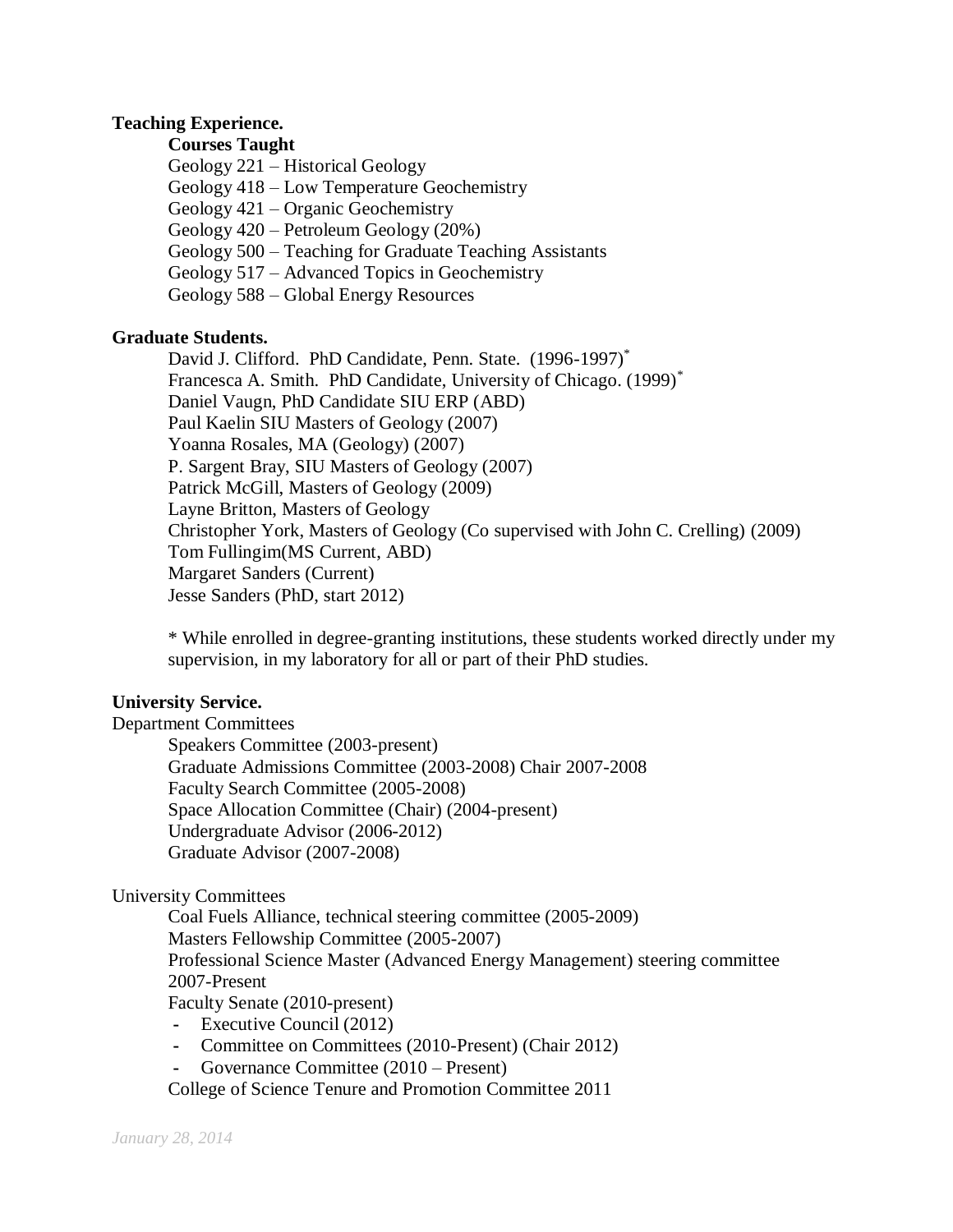**Teaching Experience.**

**Courses Taught**

Geology 221 – Historical Geology
Geology 418 – Low Temperature Geochemistry
Geology 421 – Organic Geochemistry
Geology 420 – Petroleum Geology (20%)
Geology 500 – Teaching for Graduate Teaching Assistants
Geology 517 – Advanced Topics in Geochemistry
Geology 588 – Global Energy Resources

**Graduate Students.**

David J. Clifford. PhD Candidate, Penn. State. (1996-1997)*
Francesca A. Smith. PhD Candidate, University of Chicago. (1999)*
Daniel Vaugn, PhD Candidate SIU ERP (ABD)
Paul Kaelin SIU Masters of Geology (2007)
Yoanna Rosales, MA (Geology) (2007)
P. Sargent Bray, SIU Masters of Geology (2007)
Patrick McGill, Masters of Geology (2009)
Layne Britton, Masters of Geology
Christopher York, Masters of Geology (Co supervised with John C. Crelling) (2009)
Tom Fullingim(MS Current, ABD)
Margaret Sanders (Current)
Jesse Sanders (PhD, start 2012)

\* While enrolled in degree-granting institutions, these students worked directly under my supervision, in my laboratory for all or part of their PhD studies.

**University Service.**

Department Committees

Speakers Committee (2003-present)
Graduate Admissions Committee (2003-2008) Chair 2007-2008
Faculty Search Committee (2005-2008)
Space Allocation Committee (Chair) (2004-present)
Undergraduate Advisor (2006-2012)
Graduate Advisor (2007-2008)

University Committees

Coal Fuels Alliance, technical steering committee (2005-2009)
Masters Fellowship Committee (2005-2007)
Professional Science Master (Advanced Energy Management) steering committee 2007-Present
Faculty Senate (2010-present)

- Executive Council (2012)
- Committee on Committees (2010-Present) (Chair 2012)
- Governance Committee (2010 – Present)

College of Science Tenure and Promotion Committee 2011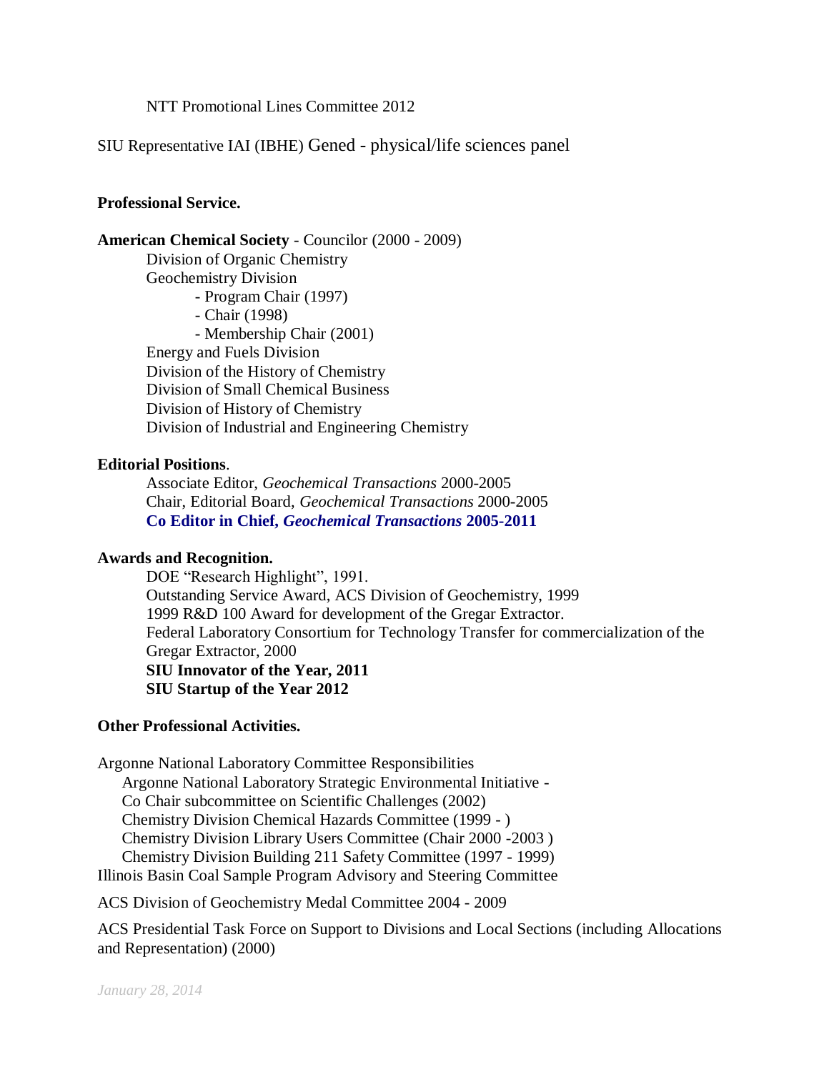NTT Promotional Lines Committee 2012

SIU Representative IAI (IBHE) Gened - physical/life sciences panel

**Professional Service.**

**American Chemical Society** - Councilor (2000 - 2009)

- Division of Organic Chemistry
- Geochemistry Division
  - Program Chair (1997)
  - Chair (1998)
  - Membership Chair (2001)
- Energy and Fuels Division
- Division of the History of Chemistry
- Division of Small Chemical Business
- Division of History of Chemistry
- Division of Industrial and Engineering Chemistry

**Editorial Positions**.

- Associate Editor, *Geochemical Transactions* 2000-2005
- Chair, Editorial Board, *Geochemical Transactions* 2000-2005
- **Co Editor in Chief, *Geochemical Transactions* 2005-2011**

**Awards and Recognition.**

- DOE "Research Highlight", 1991.
- Outstanding Service Award, ACS Division of Geochemistry, 1999
- 1999 R&D 100 Award for development of the Gregar Extractor.
- Federal Laboratory Consortium for Technology Transfer for commercialization of the Gregar Extractor, 2000
- **SIU Innovator of the Year, 2011**
- **SIU Startup of the Year 2012**

**Other Professional Activities.**

Argonne National Laboratory Committee Responsibilities

- Argonne National Laboratory Strategic Environmental Initiative - Co Chair subcommittee on Scientific Challenges (2002)
- Chemistry Division Chemical Hazards Committee (1999 - )
- Chemistry Division Library Users Committee (Chair 2000 -2003 )
- Chemistry Division Building 211 Safety Committee (1997 - 1999)

Illinois Basin Coal Sample Program Advisory and Steering Committee

ACS Division of Geochemistry Medal Committee 2004 - 2009

ACS Presidential Task Force on Support to Divisions and Local Sections (including Allocations and Representation) (2000)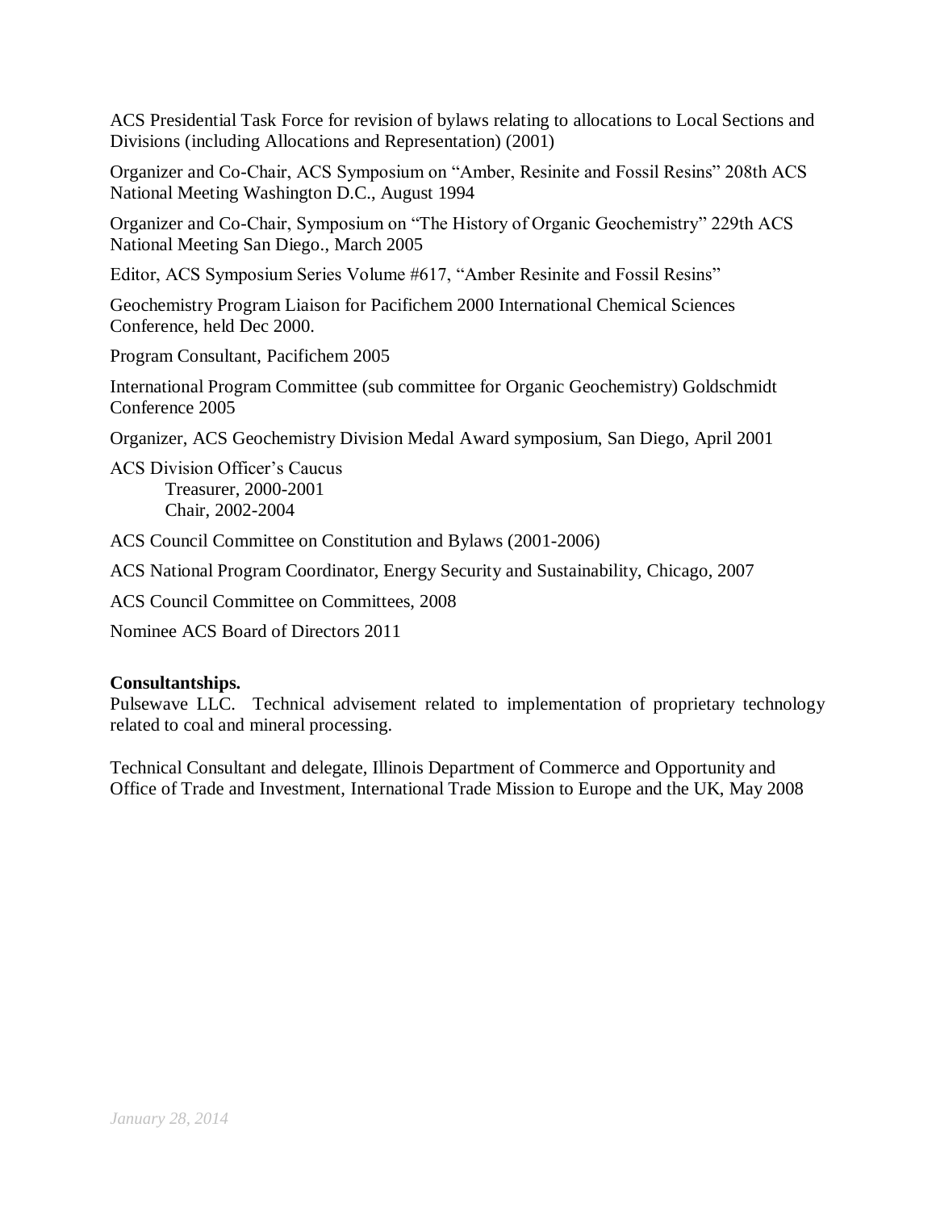ACS Presidential Task Force for revision of bylaws relating to allocations to Local Sections and Divisions (including Allocations and Representation) (2001)

Organizer and Co-Chair, ACS Symposium on "Amber, Resinite and Fossil Resins" 208th ACS National Meeting Washington D.C., August 1994

Organizer and Co-Chair, Symposium on "The History of Organic Geochemistry" 229th ACS National Meeting San Diego., March 2005

Editor, ACS Symposium Series Volume #617, "Amber Resinite and Fossil Resins"

Geochemistry Program Liaison for Pacifichem 2000 International Chemical Sciences Conference, held Dec 2000.

Program Consultant, Pacifichem 2005

International Program Committee (sub committee for Organic Geochemistry) Goldschmidt Conference 2005

Organizer, ACS Geochemistry Division Medal Award symposium, San Diego, April 2001

ACS Division Officer's Caucus
- Treasurer, 2000-2001
- Chair, 2002-2004

ACS Council Committee on Constitution and Bylaws (2001-2006)

ACS National Program Coordinator, Energy Security and Sustainability, Chicago, 2007

ACS Council Committee on Committees, 2008

Nominee ACS Board of Directors 2011

**Consultantships.**
Pulsewave LLC. Technical advisement related to implementation of proprietary technology related to coal and mineral processing.

Technical Consultant and delegate, Illinois Department of Commerce and Opportunity and Office of Trade and Investment, International Trade Mission to Europe and the UK, May 2008